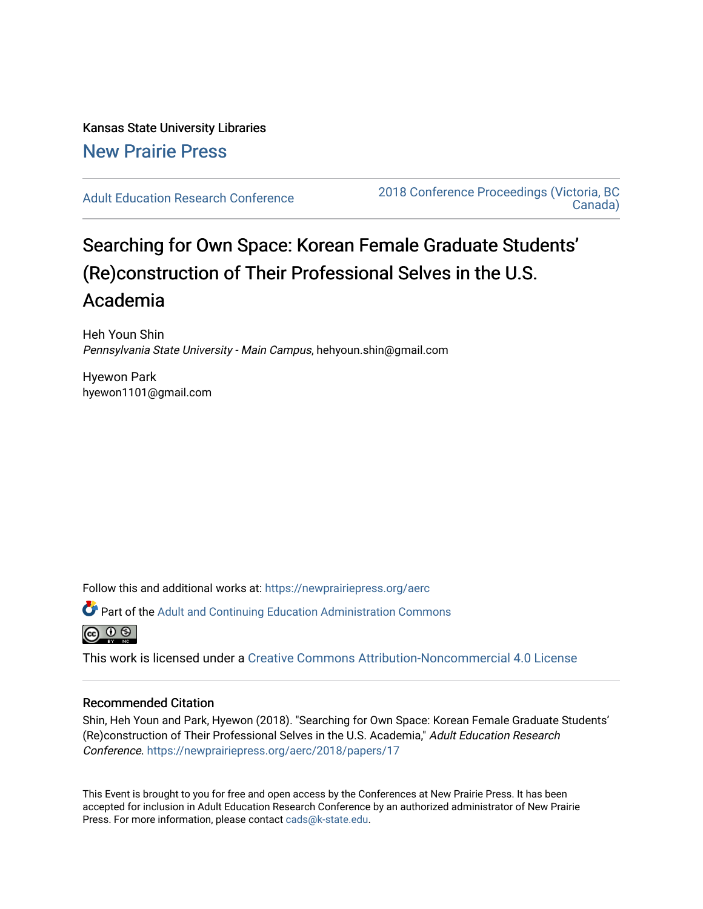Kansas State University Libraries

New Prairie Press

Adult Education Research Conference

2018 Conference Proceedings (Victoria, BC Canada)

# Searching for Own Space: Korean Female Graduate Students' (Re)construction of Their Professional Selves in the U.S. Academia

Heh Youn Shin
*Pennsylvania State University - Main Campus*, hehyoun.shin@gmail.com

Hyewon Park
hyewon1101@gmail.com

Follow this and additional works at: https://newprairiepress.org/aerc

Part of the Adult and Continuing Education Administration Commons

This work is licensed under a Creative Commons Attribution-Noncommercial 4.0 License

## Recommended Citation

Shin, Heh Youn and Park, Hyewon (2018). "Searching for Own Space: Korean Female Graduate Students' (Re)construction of Their Professional Selves in the U.S. Academia," *Adult Education Research Conference*. https://newprairiepress.org/aerc/2018/papers/17

This Event is brought to you for free and open access by the Conferences at New Prairie Press. It has been accepted for inclusion in Adult Education Research Conference by an authorized administrator of New Prairie Press. For more information, please contact cads@k-state.edu.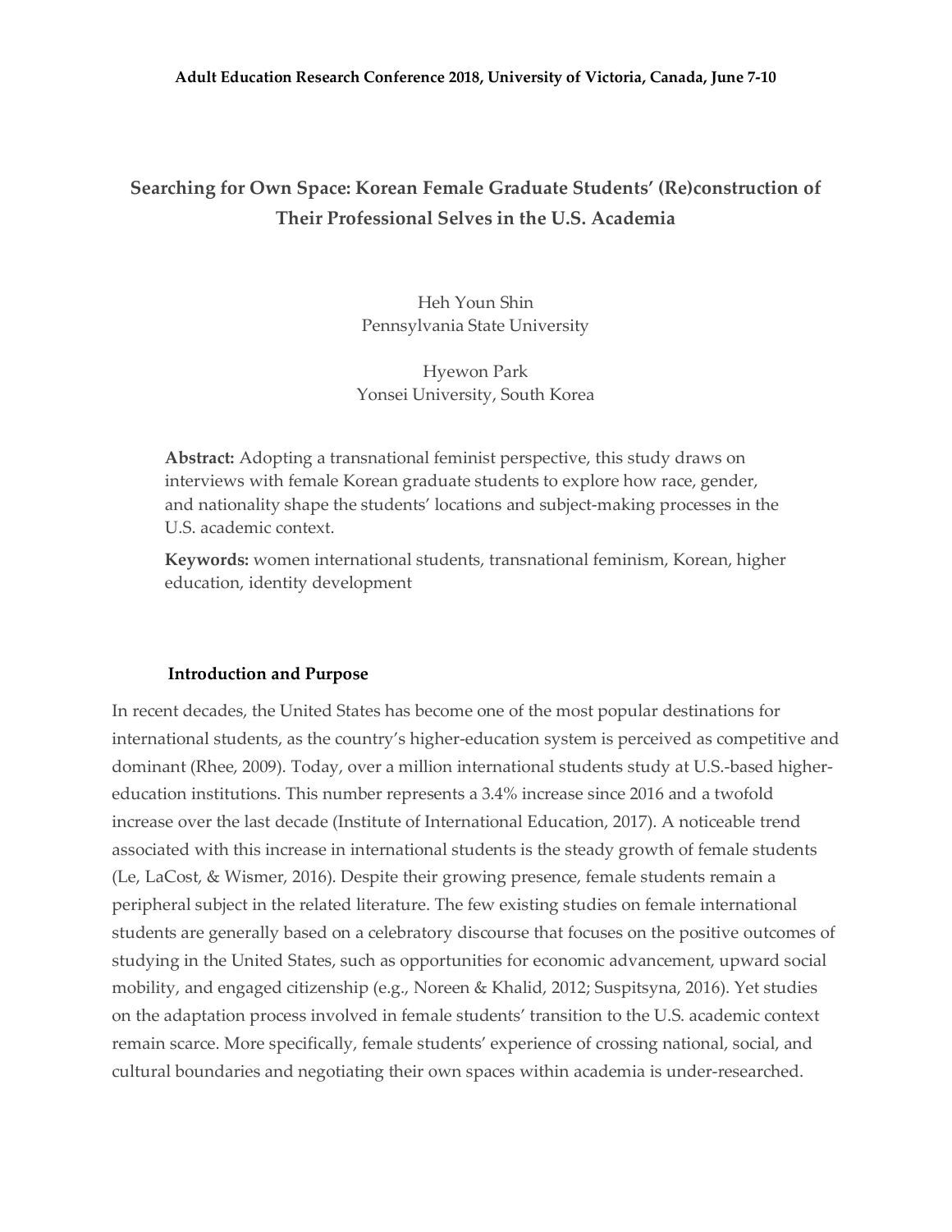Adult Education Research Conference 2018, University of Victoria, Canada, June 7-10

# Searching for Own Space: Korean Female Graduate Students' (Re)construction of Their Professional Selves in the U.S. Academia

Heh Youn Shin
Pennsylvania State University

Hyewon Park
Yonsei University, South Korea

**Abstract:** Adopting a transnational feminist perspective, this study draws on interviews with female Korean graduate students to explore how race, gender, and nationality shape the students' locations and subject-making processes in the U.S. academic context.

**Keywords:** women international students, transnational feminism, Korean, higher education, identity development

## Introduction and Purpose

In recent decades, the United States has become one of the most popular destinations for international students, as the country's higher-education system is perceived as competitive and dominant (Rhee, 2009). Today, over a million international students study at U.S.-based higher-education institutions. This number represents a 3.4% increase since 2016 and a twofold increase over the last decade (Institute of International Education, 2017). A noticeable trend associated with this increase in international students is the steady growth of female students (Le, LaCost, & Wismer, 2016). Despite their growing presence, female students remain a peripheral subject in the related literature. The few existing studies on female international students are generally based on a celebratory discourse that focuses on the positive outcomes of studying in the United States, such as opportunities for economic advancement, upward social mobility, and engaged citizenship (e.g., Noreen & Khalid, 2012; Suspitsyna, 2016). Yet studies on the adaptation process involved in female students' transition to the U.S. academic context remain scarce. More specifically, female students' experience of crossing national, social, and cultural boundaries and negotiating their own spaces within academia is under-researched.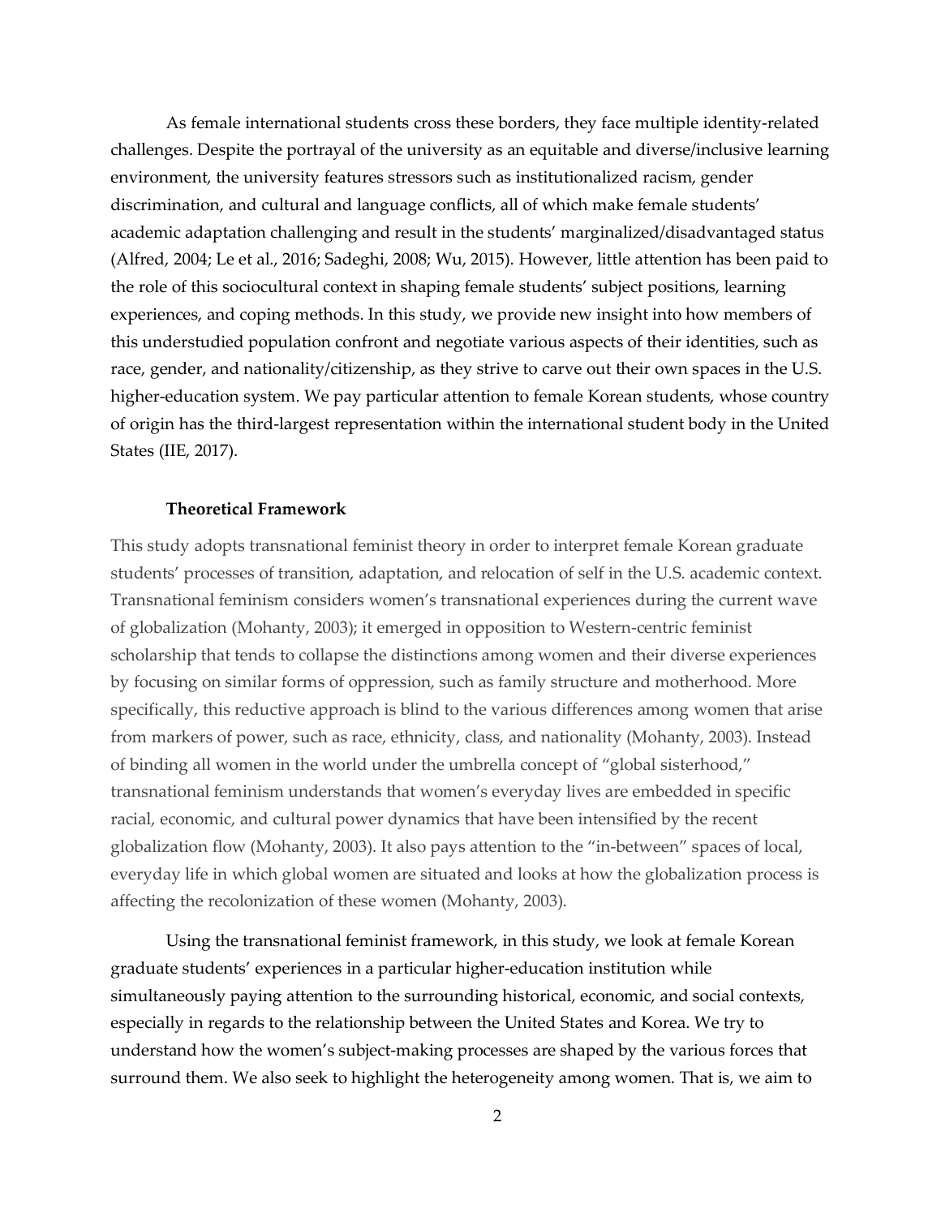As female international students cross these borders, they face multiple identity-related challenges. Despite the portrayal of the university as an equitable and diverse/inclusive learning environment, the university features stressors such as institutionalized racism, gender discrimination, and cultural and language conflicts, all of which make female students' academic adaptation challenging and result in the students' marginalized/disadvantaged status (Alfred, 2004; Le et al., 2016; Sadeghi, 2008; Wu, 2015). However, little attention has been paid to the role of this sociocultural context in shaping female students' subject positions, learning experiences, and coping methods. In this study, we provide new insight into how members of this understudied population confront and negotiate various aspects of their identities, such as race, gender, and nationality/citizenship, as they strive to carve out their own spaces in the U.S. higher-education system. We pay particular attention to female Korean students, whose country of origin has the third-largest representation within the international student body in the United States (IIE, 2017).

## Theoretical Framework

This study adopts transnational feminist theory in order to interpret female Korean graduate students' processes of transition, adaptation, and relocation of self in the U.S. academic context. Transnational feminism considers women's transnational experiences during the current wave of globalization (Mohanty, 2003); it emerged in opposition to Western-centric feminist scholarship that tends to collapse the distinctions among women and their diverse experiences by focusing on similar forms of oppression, such as family structure and motherhood. More specifically, this reductive approach is blind to the various differences among women that arise from markers of power, such as race, ethnicity, class, and nationality (Mohanty, 2003). Instead of binding all women in the world under the umbrella concept of "global sisterhood," transnational feminism understands that women's everyday lives are embedded in specific racial, economic, and cultural power dynamics that have been intensified by the recent globalization flow (Mohanty, 2003). It also pays attention to the "in-between" spaces of local, everyday life in which global women are situated and looks at how the globalization process is affecting the recolonization of these women (Mohanty, 2003).

Using the transnational feminist framework, in this study, we look at female Korean graduate students' experiences in a particular higher-education institution while simultaneously paying attention to the surrounding historical, economic, and social contexts, especially in regards to the relationship between the United States and Korea. We try to understand how the women's subject-making processes are shaped by the various forces that surround them. We also seek to highlight the heterogeneity among women. That is, we aim to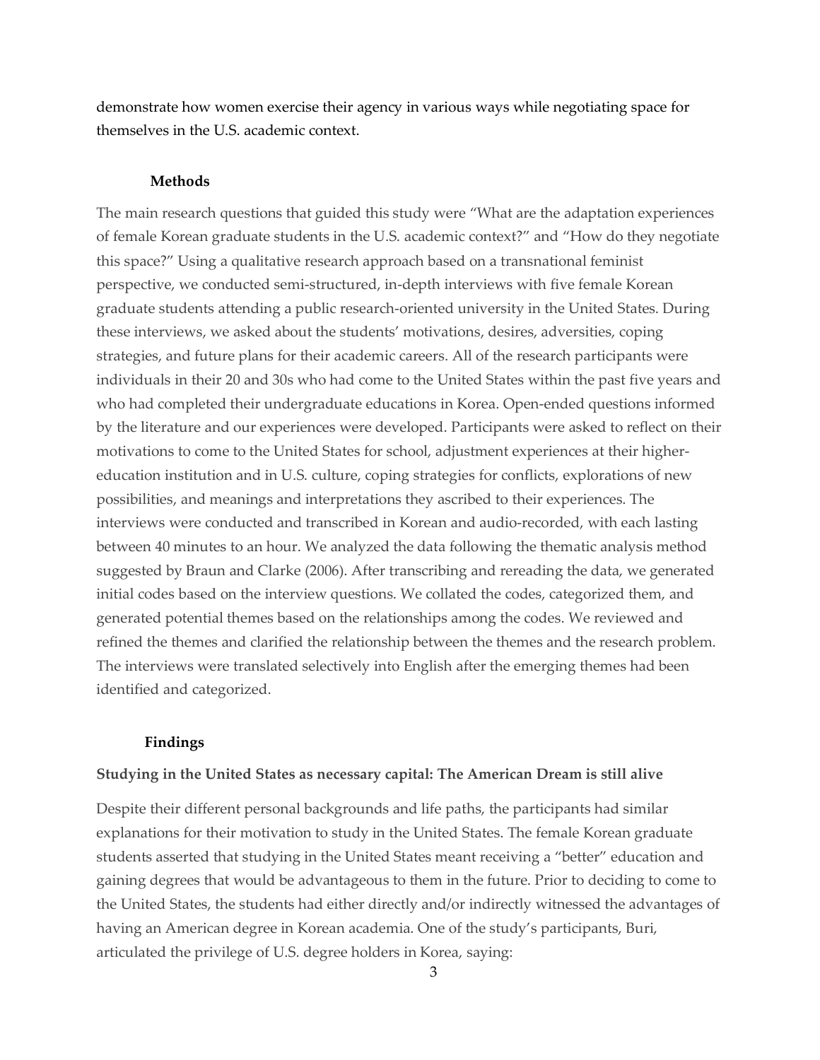demonstrate how women exercise their agency in various ways while negotiating space for themselves in the U.S. academic context.

## Methods

The main research questions that guided this study were "What are the adaptation experiences of female Korean graduate students in the U.S. academic context?" and "How do they negotiate this space?" Using a qualitative research approach based on a transnational feminist perspective, we conducted semi-structured, in-depth interviews with five female Korean graduate students attending a public research-oriented university in the United States. During these interviews, we asked about the students' motivations, desires, adversities, coping strategies, and future plans for their academic careers. All of the research participants were individuals in their 20 and 30s who had come to the United States within the past five years and who had completed their undergraduate educations in Korea. Open-ended questions informed by the literature and our experiences were developed. Participants were asked to reflect on their motivations to come to the United States for school, adjustment experiences at their higher-education institution and in U.S. culture, coping strategies for conflicts, explorations of new possibilities, and meanings and interpretations they ascribed to their experiences. The interviews were conducted and transcribed in Korean and audio-recorded, with each lasting between 40 minutes to an hour. We analyzed the data following the thematic analysis method suggested by Braun and Clarke (2006). After transcribing and rereading the data, we generated initial codes based on the interview questions. We collated the codes, categorized them, and generated potential themes based on the relationships among the codes. We reviewed and refined the themes and clarified the relationship between the themes and the research problem. The interviews were translated selectively into English after the emerging themes had been identified and categorized.

## Findings

### Studying in the United States as necessary capital: The American Dream is still alive

Despite their different personal backgrounds and life paths, the participants had similar explanations for their motivation to study in the United States. The female Korean graduate students asserted that studying in the United States meant receiving a "better" education and gaining degrees that would be advantageous to them in the future. Prior to deciding to come to the United States, the students had either directly and/or indirectly witnessed the advantages of having an American degree in Korean academia. One of the study's participants, Buri, articulated the privilege of U.S. degree holders in Korea, saying: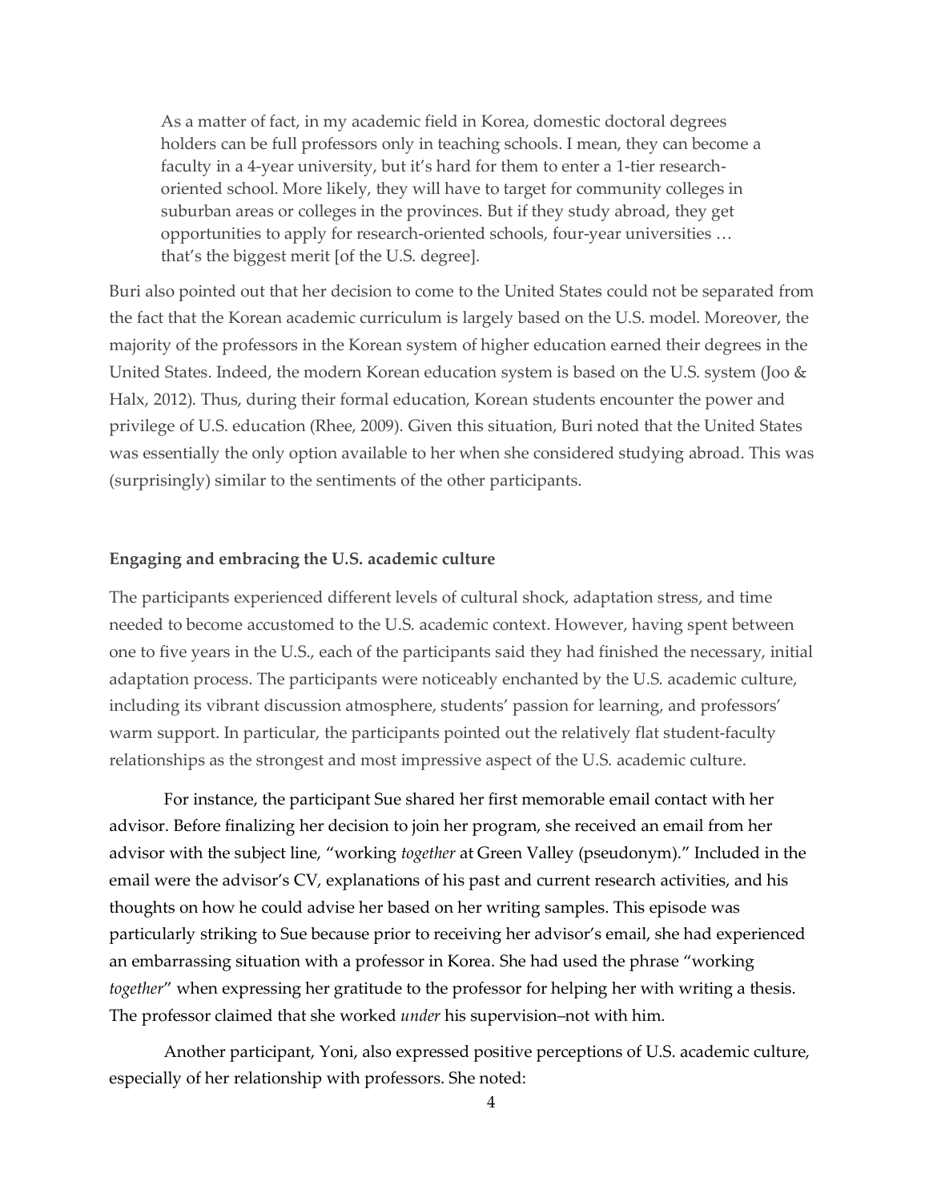> As a matter of fact, in my academic field in Korea, domestic doctoral degrees holders can be full professors only in teaching schools. I mean, they can become a faculty in a 4-year university, but it's hard for them to enter a 1-tier research-oriented school. More likely, they will have to target for community colleges in suburban areas or colleges in the provinces. But if they study abroad, they get opportunities to apply for research-oriented schools, four-year universities … that's the biggest merit [of the U.S. degree].

Buri also pointed out that her decision to come to the United States could not be separated from the fact that the Korean academic curriculum is largely based on the U.S. model. Moreover, the majority of the professors in the Korean system of higher education earned their degrees in the United States. Indeed, the modern Korean education system is based on the U.S. system (Joo & Halx, 2012). Thus, during their formal education, Korean students encounter the power and privilege of U.S. education (Rhee, 2009). Given this situation, Buri noted that the United States was essentially the only option available to her when she considered studying abroad. This was (surprisingly) similar to the sentiments of the other participants.

**Engaging and embracing the U.S. academic culture**

The participants experienced different levels of cultural shock, adaptation stress, and time needed to become accustomed to the U.S. academic context. However, having spent between one to five years in the U.S., each of the participants said they had finished the necessary, initial adaptation process. The participants were noticeably enchanted by the U.S. academic culture, including its vibrant discussion atmosphere, students' passion for learning, and professors' warm support. In particular, the participants pointed out the relatively flat student-faculty relationships as the strongest and most impressive aspect of the U.S. academic culture.

For instance, the participant Sue shared her first memorable email contact with her advisor. Before finalizing her decision to join her program, she received an email from her advisor with the subject line, "working *together* at Green Valley (pseudonym)." Included in the email were the advisor's CV, explanations of his past and current research activities, and his thoughts on how he could advise her based on her writing samples. This episode was particularly striking to Sue because prior to receiving her advisor's email, she had experienced an embarrassing situation with a professor in Korea. She had used the phrase "working *together*" when expressing her gratitude to the professor for helping her with writing a thesis. The professor claimed that she worked *under* his supervision–not with him.

Another participant, Yoni, also expressed positive perceptions of U.S. academic culture, especially of her relationship with professors. She noted: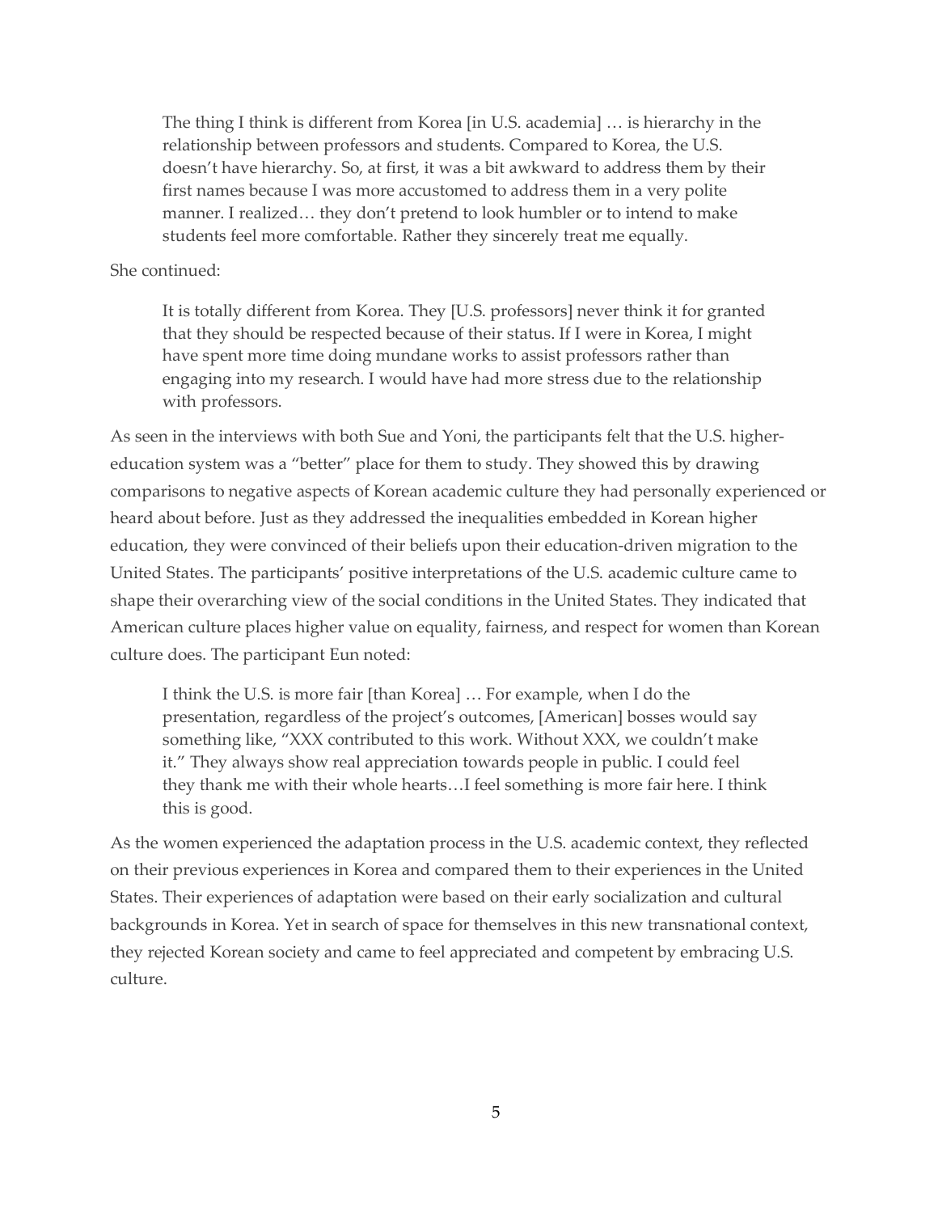> The thing I think is different from Korea [in U.S. academia] … is hierarchy in the relationship between professors and students. Compared to Korea, the U.S. doesn't have hierarchy. So, at first, it was a bit awkward to address them by their first names because I was more accustomed to address them in a very polite manner. I realized… they don't pretend to look humbler or to intend to make students feel more comfortable. Rather they sincerely treat me equally.

She continued:

> It is totally different from Korea. They [U.S. professors] never think it for granted that they should be respected because of their status. If I were in Korea, I might have spent more time doing mundane works to assist professors rather than engaging into my research. I would have had more stress due to the relationship with professors.

As seen in the interviews with both Sue and Yoni, the participants felt that the U.S. higher-education system was a "better" place for them to study. They showed this by drawing comparisons to negative aspects of Korean academic culture they had personally experienced or heard about before. Just as they addressed the inequalities embedded in Korean higher education, they were convinced of their beliefs upon their education-driven migration to the United States. The participants' positive interpretations of the U.S. academic culture came to shape their overarching view of the social conditions in the United States. They indicated that American culture places higher value on equality, fairness, and respect for women than Korean culture does. The participant Eun noted:

> I think the U.S. is more fair [than Korea] … For example, when I do the presentation, regardless of the project's outcomes, [American] bosses would say something like, "XXX contributed to this work. Without XXX, we couldn't make it." They always show real appreciation towards people in public. I could feel they thank me with their whole hearts…I feel something is more fair here. I think this is good.

As the women experienced the adaptation process in the U.S. academic context, they reflected on their previous experiences in Korea and compared them to their experiences in the United States. Their experiences of adaptation were based on their early socialization and cultural backgrounds in Korea. Yet in search of space for themselves in this new transnational context, they rejected Korean society and came to feel appreciated and competent by embracing U.S. culture.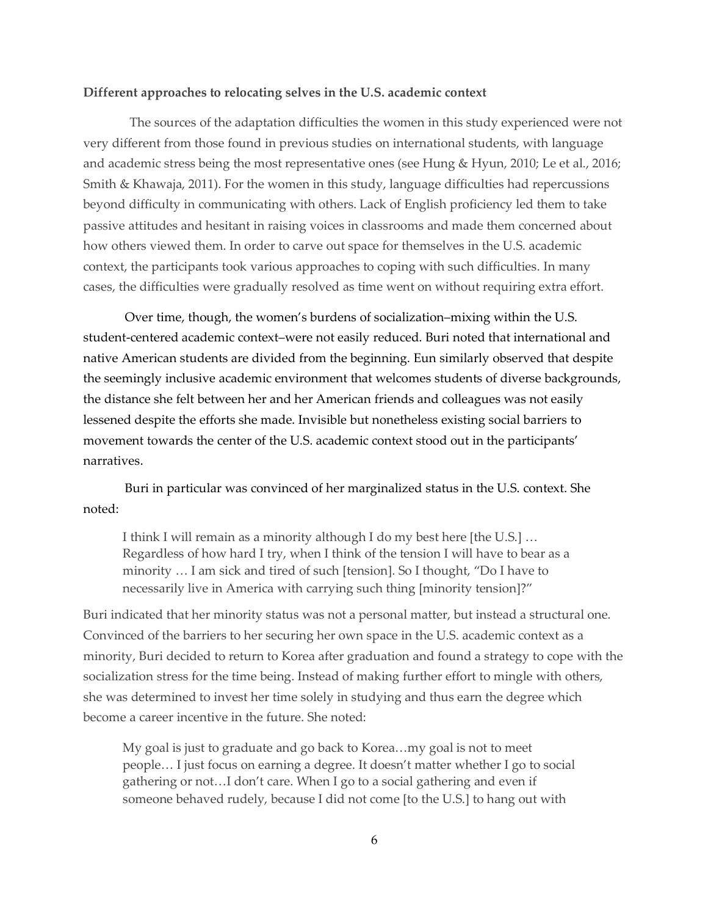**Different approaches to relocating selves in the U.S. academic context**

The sources of the adaptation difficulties the women in this study experienced were not very different from those found in previous studies on international students, with language and academic stress being the most representative ones (see Hung & Hyun, 2010; Le et al., 2016; Smith & Khawaja, 2011). For the women in this study, language difficulties had repercussions beyond difficulty in communicating with others. Lack of English proficiency led them to take passive attitudes and hesitant in raising voices in classrooms and made them concerned about how others viewed them. In order to carve out space for themselves in the U.S. academic context, the participants took various approaches to coping with such difficulties. In many cases, the difficulties were gradually resolved as time went on without requiring extra effort.

Over time, though, the women's burdens of socialization–mixing within the U.S. student-centered academic context–were not easily reduced. Buri noted that international and native American students are divided from the beginning. Eun similarly observed that despite the seemingly inclusive academic environment that welcomes students of diverse backgrounds, the distance she felt between her and her American friends and colleagues was not easily lessened despite the efforts she made. Invisible but nonetheless existing social barriers to movement towards the center of the U.S. academic context stood out in the participants' narratives.

Buri in particular was convinced of her marginalized status in the U.S. context. She noted:

> I think I will remain as a minority although I do my best here [the U.S.] … Regardless of how hard I try, when I think of the tension I will have to bear as a minority … I am sick and tired of such [tension]. So I thought, "Do I have to necessarily live in America with carrying such thing [minority tension]?"

Buri indicated that her minority status was not a personal matter, but instead a structural one. Convinced of the barriers to her securing her own space in the U.S. academic context as a minority, Buri decided to return to Korea after graduation and found a strategy to cope with the socialization stress for the time being. Instead of making further effort to mingle with others, she was determined to invest her time solely in studying and thus earn the degree which become a career incentive in the future. She noted:

> My goal is just to graduate and go back to Korea…my goal is not to meet people… I just focus on earning a degree. It doesn't matter whether I go to social gathering or not…I don't care. When I go to a social gathering and even if someone behaved rudely, because I did not come [to the U.S.] to hang out with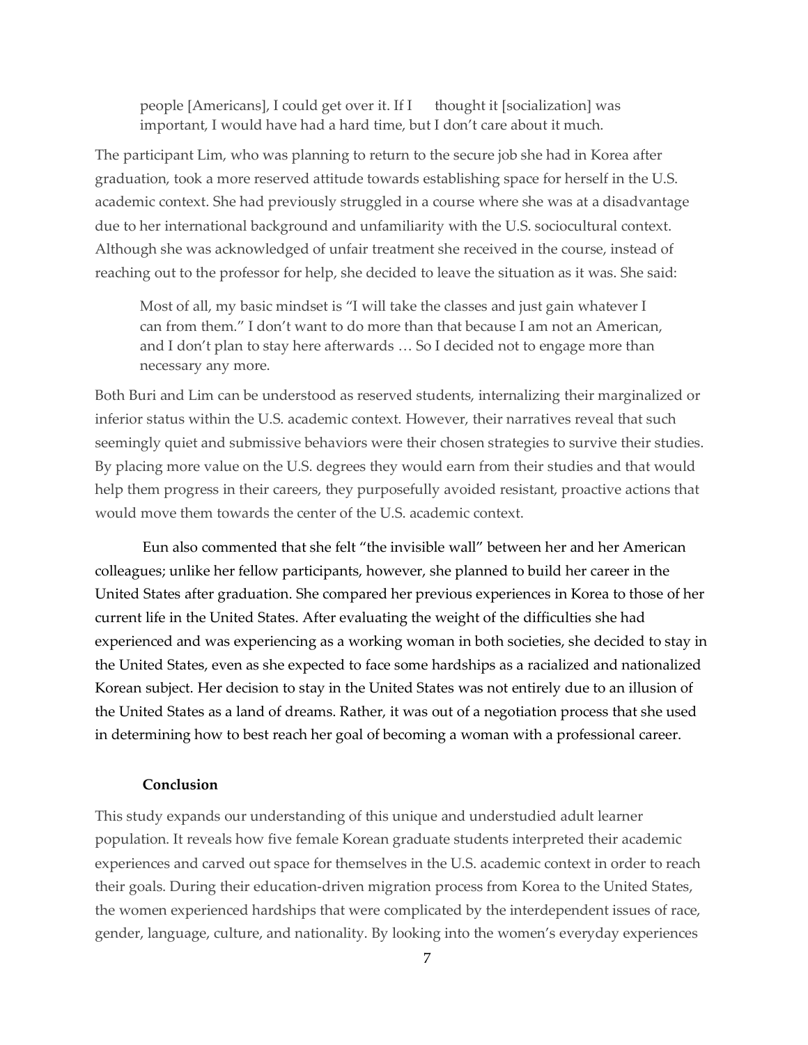> people [Americans], I could get over it. If I thought it [socialization] was important, I would have had a hard time, but I don't care about it much.

The participant Lim, who was planning to return to the secure job she had in Korea after graduation, took a more reserved attitude towards establishing space for herself in the U.S. academic context. She had previously struggled in a course where she was at a disadvantage due to her international background and unfamiliarity with the U.S. sociocultural context. Although she was acknowledged of unfair treatment she received in the course, instead of reaching out to the professor for help, she decided to leave the situation as it was. She said:

> Most of all, my basic mindset is "I will take the classes and just gain whatever I can from them." I don't want to do more than that because I am not an American, and I don't plan to stay here afterwards … So I decided not to engage more than necessary any more.

Both Buri and Lim can be understood as reserved students, internalizing their marginalized or inferior status within the U.S. academic context. However, their narratives reveal that such seemingly quiet and submissive behaviors were their chosen strategies to survive their studies. By placing more value on the U.S. degrees they would earn from their studies and that would help them progress in their careers, they purposefully avoided resistant, proactive actions that would move them towards the center of the U.S. academic context.

Eun also commented that she felt "the invisible wall" between her and her American colleagues; unlike her fellow participants, however, she planned to build her career in the United States after graduation. She compared her previous experiences in Korea to those of her current life in the United States. After evaluating the weight of the difficulties she had experienced and was experiencing as a working woman in both societies, she decided to stay in the United States, even as she expected to face some hardships as a racialized and nationalized Korean subject. Her decision to stay in the United States was not entirely due to an illusion of the United States as a land of dreams. Rather, it was out of a negotiation process that she used in determining how to best reach her goal of becoming a woman with a professional career.

**Conclusion**

This study expands our understanding of this unique and understudied adult learner population. It reveals how five female Korean graduate students interpreted their academic experiences and carved out space for themselves in the U.S. academic context in order to reach their goals. During their education-driven migration process from Korea to the United States, the women experienced hardships that were complicated by the interdependent issues of race, gender, language, culture, and nationality. By looking into the women's everyday experiences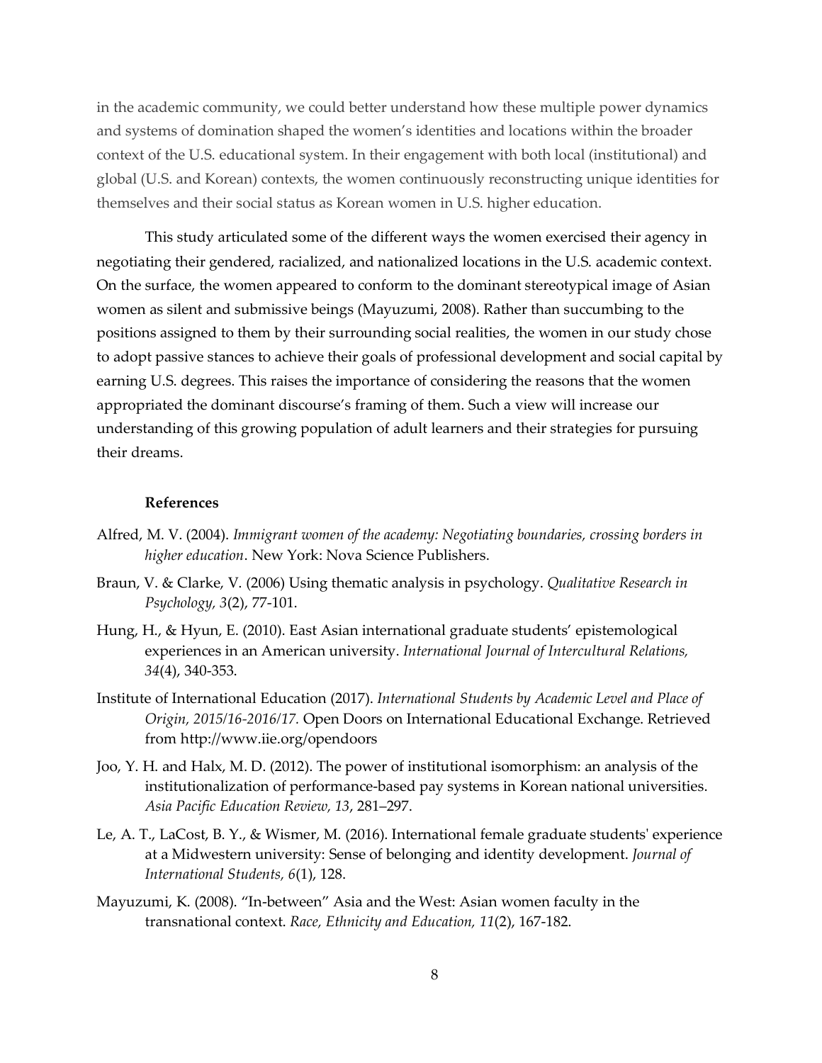in the academic community, we could better understand how these multiple power dynamics and systems of domination shaped the women's identities and locations within the broader context of the U.S. educational system. In their engagement with both local (institutional) and global (U.S. and Korean) contexts, the women continuously reconstructing unique identities for themselves and their social status as Korean women in U.S. higher education.

This study articulated some of the different ways the women exercised their agency in negotiating their gendered, racialized, and nationalized locations in the U.S. academic context. On the surface, the women appeared to conform to the dominant stereotypical image of Asian women as silent and submissive beings (Mayuzumi, 2008). Rather than succumbing to the positions assigned to them by their surrounding social realities, the women in our study chose to adopt passive stances to achieve their goals of professional development and social capital by earning U.S. degrees. This raises the importance of considering the reasons that the women appropriated the dominant discourse's framing of them. Such a view will increase our understanding of this growing population of adult learners and their strategies for pursuing their dreams.

## References

Alfred, M. V. (2004). *Immigrant women of the academy: Negotiating boundaries, crossing borders in higher education*. New York: Nova Science Publishers.

Braun, V. & Clarke, V. (2006) Using thematic analysis in psychology. *Qualitative Research in Psychology, 3*(2), 77-101.

Hung, H., & Hyun, E. (2010). East Asian international graduate students' epistemological experiences in an American university. *International Journal of Intercultural Relations, 34*(4), 340-353.

Institute of International Education (2017). *International Students by Academic Level and Place of Origin, 2015/16-2016/17.* Open Doors on International Educational Exchange. Retrieved from http://www.iie.org/opendoors

Joo, Y. H. and Halx, M. D. (2012). The power of institutional isomorphism: an analysis of the institutionalization of performance-based pay systems in Korean national universities. *Asia Pacific Education Review, 13*, 281–297.

Le, A. T., LaCost, B. Y., & Wismer, M. (2016). International female graduate students' experience at a Midwestern university: Sense of belonging and identity development. *Journal of International Students, 6*(1), 128.

Mayuzumi, K. (2008). "In-between" Asia and the West: Asian women faculty in the transnational context. *Race, Ethnicity and Education, 11*(2), 167-182.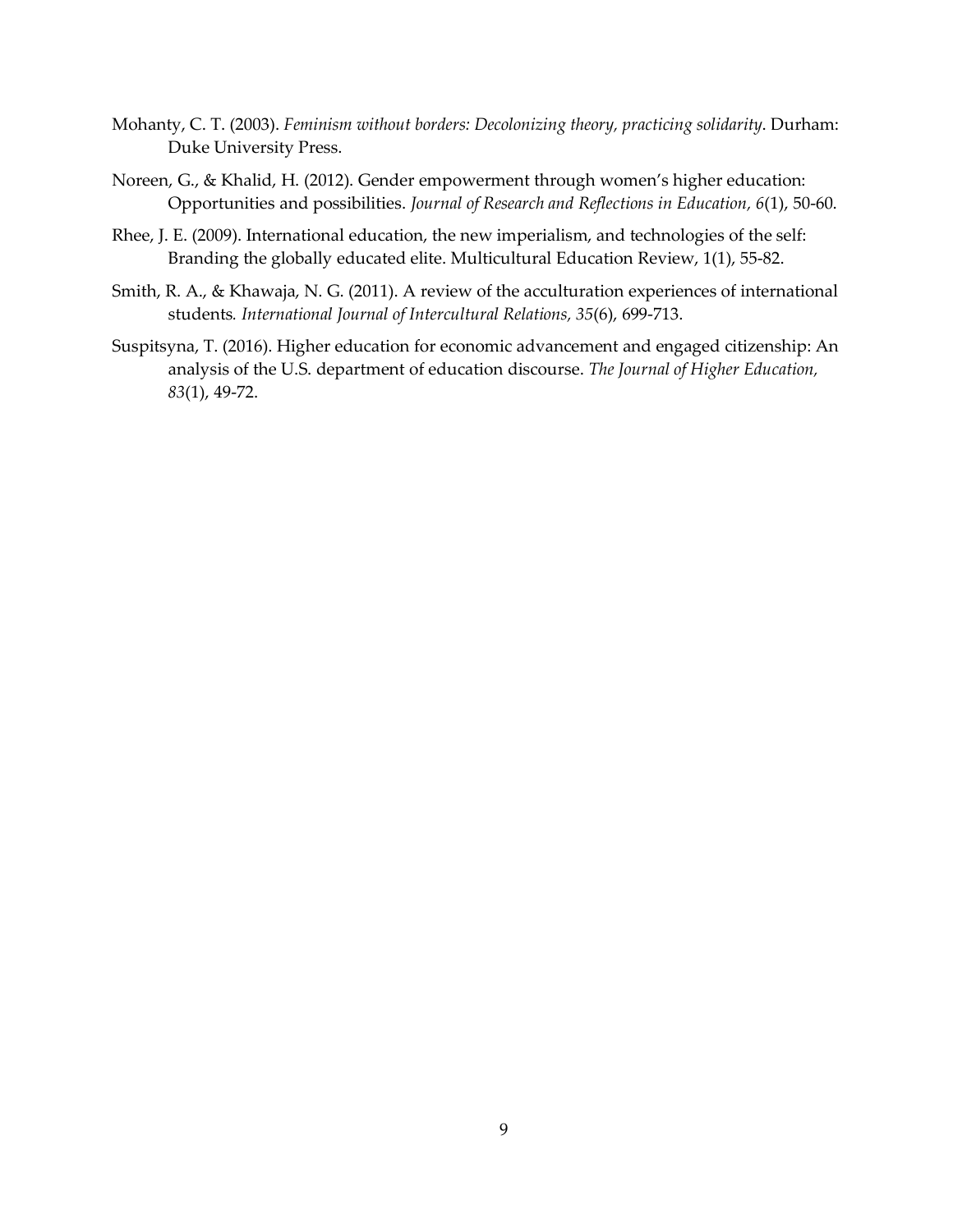Mohanty, C. T. (2003). *Feminism without borders: Decolonizing theory, practicing solidarity*. Durham: Duke University Press.

Noreen, G., & Khalid, H. (2012). Gender empowerment through women's higher education: Opportunities and possibilities. *Journal of Research and Reflections in Education, 6*(1), 50-60.

Rhee, J. E. (2009). International education, the new imperialism, and technologies of the self: Branding the globally educated elite. Multicultural Education Review, 1(1), 55-82.

Smith, R. A., & Khawaja, N. G. (2011). A review of the acculturation experiences of international students. *International Journal of Intercultural Relations, 35*(6), 699-713.

Suspitsyna, T. (2016). Higher education for economic advancement and engaged citizenship: An analysis of the U.S. department of education discourse. *The Journal of Higher Education, 83*(1), 49-72.